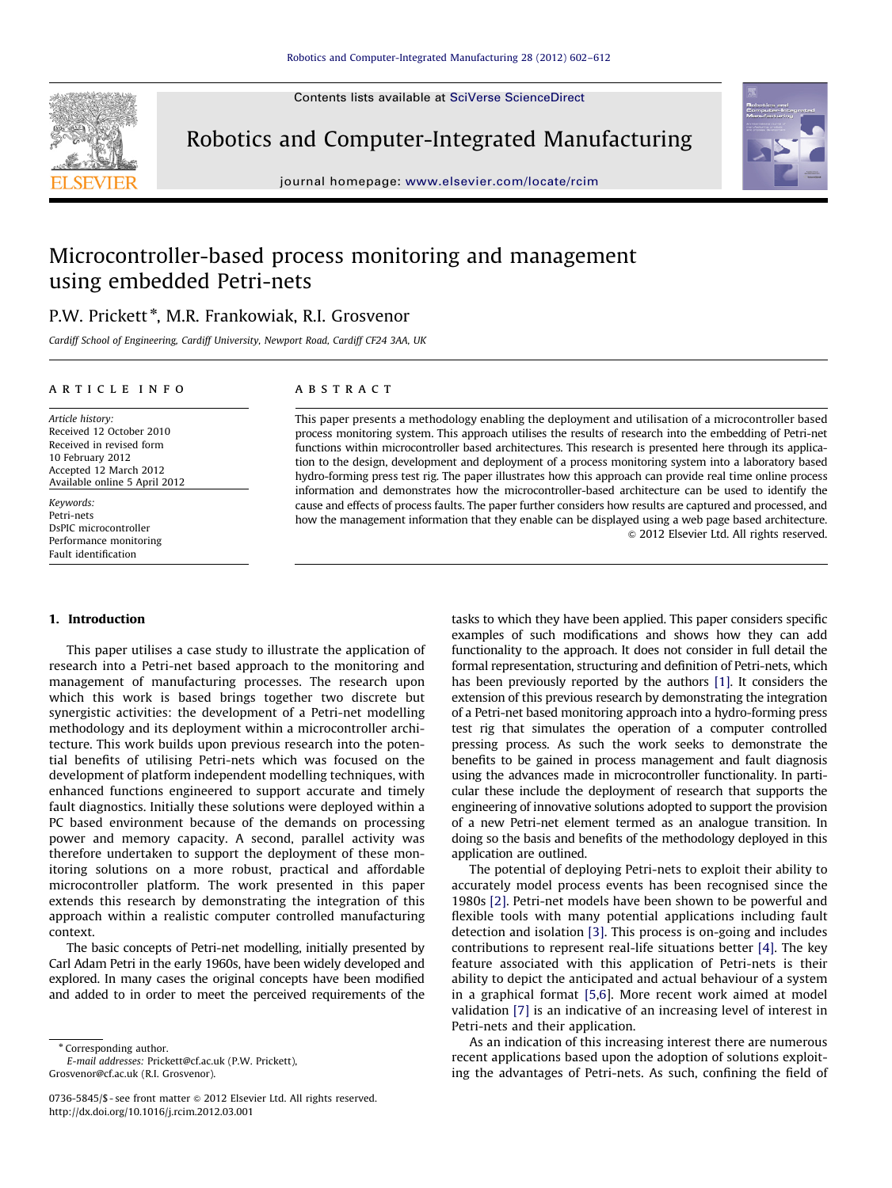# Microcontroller-based process monitoring and management using embedded Petri-nets

P.W. Prickett*, M.R. Frankowiak, R.I. Grosvenor

*Cardiff School of Engineering, Cardiff University, Newport Road, Cardiff CF24 3AA, UK*

## ARTICLE INFO

*Article history:*
Received 12 October 2010
Received in revised form
10 February 2012
Accepted 12 March 2012
Available online 5 April 2012

*Keywords:*
Petri-nets
DsPIC microcontroller
Performance monitoring
Fault identification

## ABSTRACT

This paper presents a methodology enabling the deployment and utilisation of a microcontroller based process monitoring system. This approach utilises the results of research into the embedding of Petri-net functions within microcontroller based architectures. This research is presented here through its application to the design, development and deployment of a process monitoring system into a laboratory based hydro-forming press test rig. The paper illustrates how this approach can provide real time online process information and demonstrates how the microcontroller-based architecture can be used to identify the cause and effects of process faults. The paper further considers how results are captured and processed, and how the management information that they enable can be displayed using a web page based architecture.

© 2012 Elsevier Ltd. All rights reserved.

## 1. Introduction

This paper utilises a case study to illustrate the application of research into a Petri-net based approach to the monitoring and management of manufacturing processes. The research upon which this work is based brings together two discrete but synergistic activities: the development of a Petri-net modelling methodology and its deployment within a microcontroller architecture. This work builds upon previous research into the potential benefits of utilising Petri-nets which was focused on the development of platform independent modelling techniques, with enhanced functions engineered to support accurate and timely fault diagnostics. Initially these solutions were deployed within a PC based environment because of the demands on processing power and memory capacity. A second, parallel activity was therefore undertaken to support the deployment of these monitoring solutions on a more robust, practical and affordable microcontroller platform. The work presented in this paper extends this research by demonstrating the integration of this approach within a realistic computer controlled manufacturing context.

The basic concepts of Petri-net modelling, initially presented by Carl Adam Petri in the early 1960s, have been widely developed and explored. In many cases the original concepts have been modified and added to in order to meet the perceived requirements of the tasks to which they have been applied. This paper considers specific examples of such modifications and shows how they can add functionality to the approach. It does not consider in full detail the formal representation, structuring and definition of Petri-nets, which has been previously reported by the authors [1]. It considers the extension of this previous research by demonstrating the integration of a Petri-net based monitoring approach into a hydro-forming press test rig that simulates the operation of a computer controlled pressing process. As such the work seeks to demonstrate the benefits to be gained in process management and fault diagnosis using the advances made in microcontroller functionality. In particular these include the deployment of research that supports the engineering of innovative solutions adopted to support the provision of a new Petri-net element termed as an analogue transition. In doing so the basis and benefits of the methodology deployed in this application are outlined.

The potential of deploying Petri-nets to exploit their ability to accurately model process events has been recognised since the 1980s [2]. Petri-net models have been shown to be powerful and flexible tools with many potential applications including fault detection and isolation [3]. This process is on-going and includes contributions to represent real-life situations better [4]. The key feature associated with this application of Petri-nets is their ability to depict the anticipated and actual behaviour of a system in a graphical format [5,6]. More recent work aimed at model validation [7] is an indicative of an increasing level of interest in Petri-nets and their application.

As an indication of this increasing interest there are numerous recent applications based upon the adoption of solutions exploiting the advantages of Petri-nets. As such, confining the field of

* Corresponding author.
E-mail addresses: Prickett@cf.ac.uk (P.W. Prickett), Grosvenor@cf.ac.uk (R.I. Grosvenor).

0736-5845/$ - see front matter © 2012 Elsevier Ltd. All rights reserved.
http://dx.doi.org/10.1016/j.rcim.2012.03.001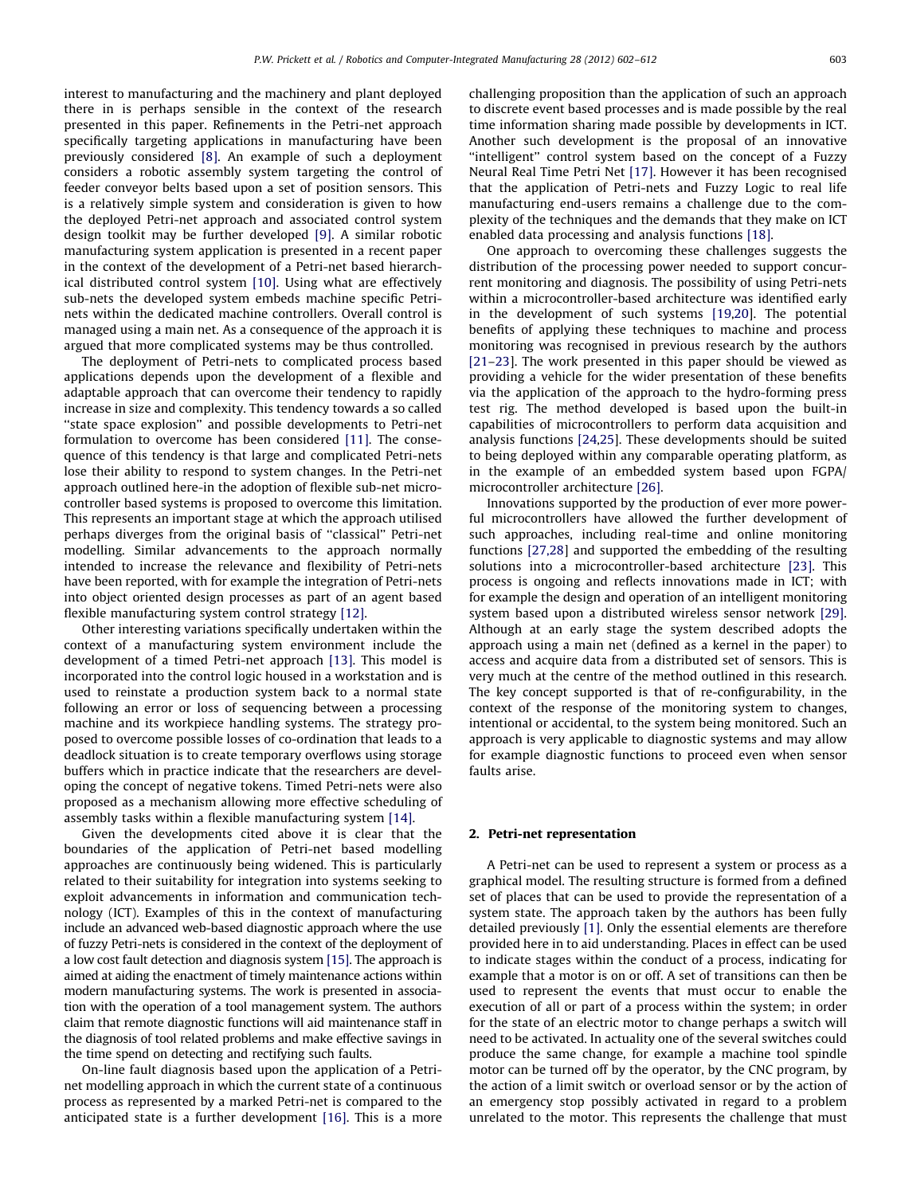interest to manufacturing and the machinery and plant deployed there in is perhaps sensible in the context of the research presented in this paper. Refinements in the Petri-net approach specifically targeting applications in manufacturing have been previously considered [8]. An example of such a deployment considers a robotic assembly system targeting the control of feeder conveyor belts based upon a set of position sensors. This is a relatively simple system and consideration is given to how the deployed Petri-net approach and associated control system design toolkit may be further developed [9]. A similar robotic manufacturing system application is presented in a recent paper in the context of the development of a Petri-net based hierarchical distributed control system [10]. Using what are effectively sub-nets the developed system embeds machine specific Petri-nets within the dedicated machine controllers. Overall control is managed using a main net. As a consequence of the approach it is argued that more complicated systems may be thus controlled.

The deployment of Petri-nets to complicated process based applications depends upon the development of a flexible and adaptable approach that can overcome their tendency to rapidly increase in size and complexity. This tendency towards a so called "state space explosion" and possible developments to Petri-net formulation to overcome has been considered [11]. The consequence of this tendency is that large and complicated Petri-nets lose their ability to respond to system changes. In the Petri-net approach outlined here-in the adoption of flexible sub-net microcontroller based systems is proposed to overcome this limitation. This represents an important stage at which the approach utilised perhaps diverges from the original basis of "classical" Petri-net modelling. Similar advancements to the approach normally intended to increase the relevance and flexibility of Petri-nets have been reported, with for example the integration of Petri-nets into object oriented design processes as part of an agent based flexible manufacturing system control strategy [12].

Other interesting variations specifically undertaken within the context of a manufacturing system environment include the development of a timed Petri-net approach [13]. This model is incorporated into the control logic housed in a workstation and is used to reinstate a production system back to a normal state following an error or loss of sequencing between a processing machine and its workpiece handling systems. The strategy proposed to overcome possible losses of co-ordination that leads to a deadlock situation is to create temporary overflows using storage buffers which in practice indicate that the researchers are developing the concept of negative tokens. Timed Petri-nets were also proposed as a mechanism allowing more effective scheduling of assembly tasks within a flexible manufacturing system [14].

Given the developments cited above it is clear that the boundaries of the application of Petri-net based modelling approaches are continuously being widened. This is particularly related to their suitability for integration into systems seeking to exploit advancements in information and communication technology (ICT). Examples of this in the context of manufacturing include an advanced web-based diagnostic approach where the use of fuzzy Petri-nets is considered in the context of the deployment of a low cost fault detection and diagnosis system [15]. The approach is aimed at aiding the enactment of timely maintenance actions within modern manufacturing systems. The work is presented in association with the operation of a tool management system. The authors claim that remote diagnostic functions will aid maintenance staff in the diagnosis of tool related problems and make effective savings in the time spend on detecting and rectifying such faults.

On-line fault diagnosis based upon the application of a Petri-net modelling approach in which the current state of a continuous process as represented by a marked Petri-net is compared to the anticipated state is a further development [16]. This is a more challenging proposition than the application of such an approach to discrete event based processes and is made possible by the real time information sharing made possible by developments in ICT. Another such development is the proposal of an innovative "intelligent" control system based on the concept of a Fuzzy Neural Real Time Petri Net [17]. However it has been recognised that the application of Petri-nets and Fuzzy Logic to real life manufacturing end-users remains a challenge due to the complexity of the techniques and the demands that they make on ICT enabled data processing and analysis functions [18].

One approach to overcoming these challenges suggests the distribution of the processing power needed to support concurrent monitoring and diagnosis. The possibility of using Petri-nets within a microcontroller-based architecture was identified early in the development of such systems [19,20]. The potential benefits of applying these techniques to machine and process monitoring was recognised in previous research by the authors [21–23]. The work presented in this paper should be viewed as providing a vehicle for the wider presentation of these benefits via the application of the approach to the hydro-forming press test rig. The method developed is based upon the built-in capabilities of microcontrollers to perform data acquisition and analysis functions [24,25]. These developments should be suited to being deployed within any comparable operating platform, as in the example of an embedded system based upon FGPA/microcontroller architecture [26].

Innovations supported by the production of ever more powerful microcontrollers have allowed the further development of such approaches, including real-time and online monitoring functions [27,28] and supported the embedding of the resulting solutions into a microcontroller-based architecture [23]. This process is ongoing and reflects innovations made in ICT; with for example the design and operation of an intelligent monitoring system based upon a distributed wireless sensor network [29]. Although at an early stage the system described adopts the approach using a main net (defined as a kernel in the paper) to access and acquire data from a distributed set of sensors. This is very much at the centre of the method outlined in this research. The key concept supported is that of re-configurability, in the context of the response of the monitoring system to changes, intentional or accidental, to the system being monitored. Such an approach is very applicable to diagnostic systems and may allow for example diagnostic functions to proceed even when sensor faults arise.

## 2. Petri-net representation

A Petri-net can be used to represent a system or process as a graphical model. The resulting structure is formed from a defined set of places that can be used to provide the representation of a system state. The approach taken by the authors has been fully detailed previously [1]. Only the essential elements are therefore provided here in to aid understanding. Places in effect can be used to indicate stages within the conduct of a process, indicating for example that a motor is on or off. A set of transitions can then be used to represent the events that must occur to enable the execution of all or part of a process within the system; in order for the state of an electric motor to change perhaps a switch will need to be activated. In actuality one of the several switches could produce the same change, for example a machine tool spindle motor can be turned off by the operator, by the CNC program, by the action of a limit switch or overload sensor or by the action of an emergency stop possibly activated in regard to a problem unrelated to the motor. This represents the challenge that must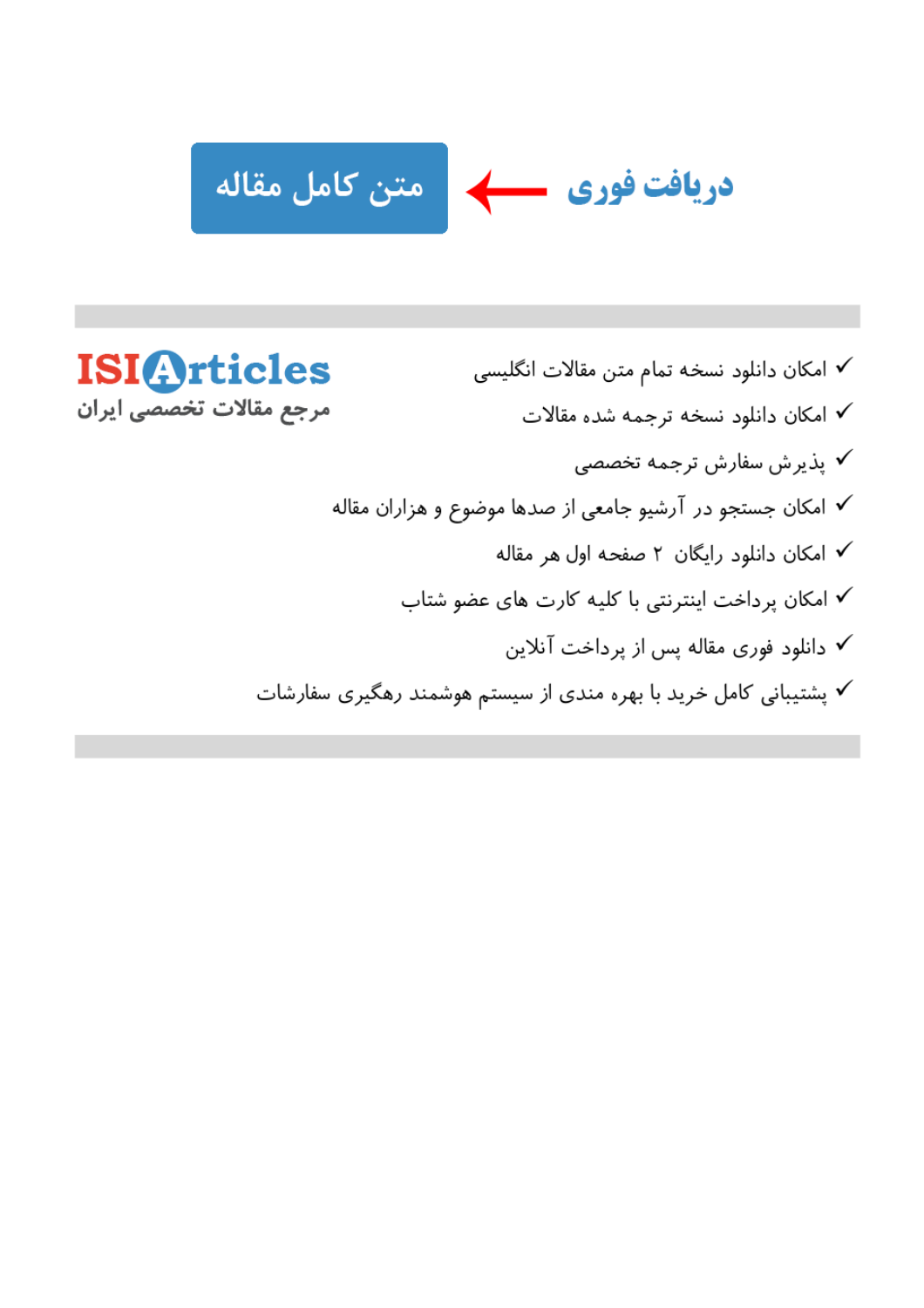دریافت فوری ← **متن کامل مقاله**

**ISIArticles**
مرجع مقالات تخصصی ایران

- ✓ امکان دانلود نسخه تمام متن مقالات انگلیسی
- ✓ امکان دانلود نسخه ترجمه شده مقالات
- ✓ پذیرش سفارش ترجمه تخصصی
- ✓ امکان جستجو در آرشیو جامعی از صدها موضوع و هزاران مقاله
- ✓ امکان دانلود رایگان ۲ صفحه اول هر مقاله
- ✓ امکان پرداخت اینترنتی با کلیه کارت های عضو شتاب
- ✓ دانلود فوری مقاله پس از پرداخت آنلاین
- ✓ پشتیبانی کامل خرید با بهره مندی از سیستم هوشمند رهگیری سفارشات